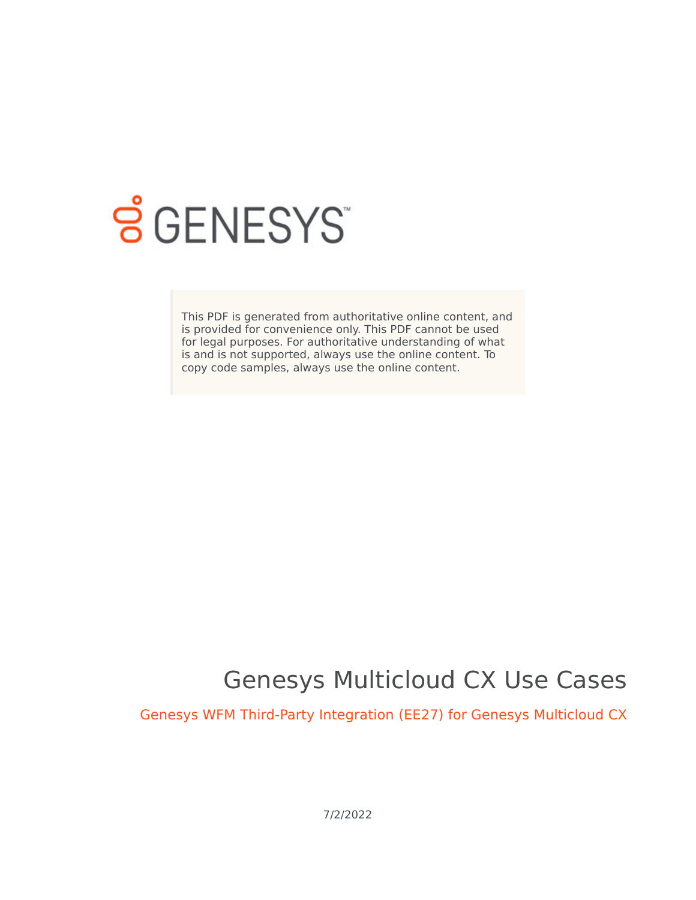GENESYS

This PDF is generated from authoritative online content, and is provided for convenience only. This PDF cannot be used for legal purposes. For authoritative understanding of what is and is not supported, always use the online content. To copy code samples, always use the online content.

# Genesys Multicloud CX Use Cases

## Genesys WFM Third-Party Integration (EE27) for Genesys Multicloud CX

7/2/2022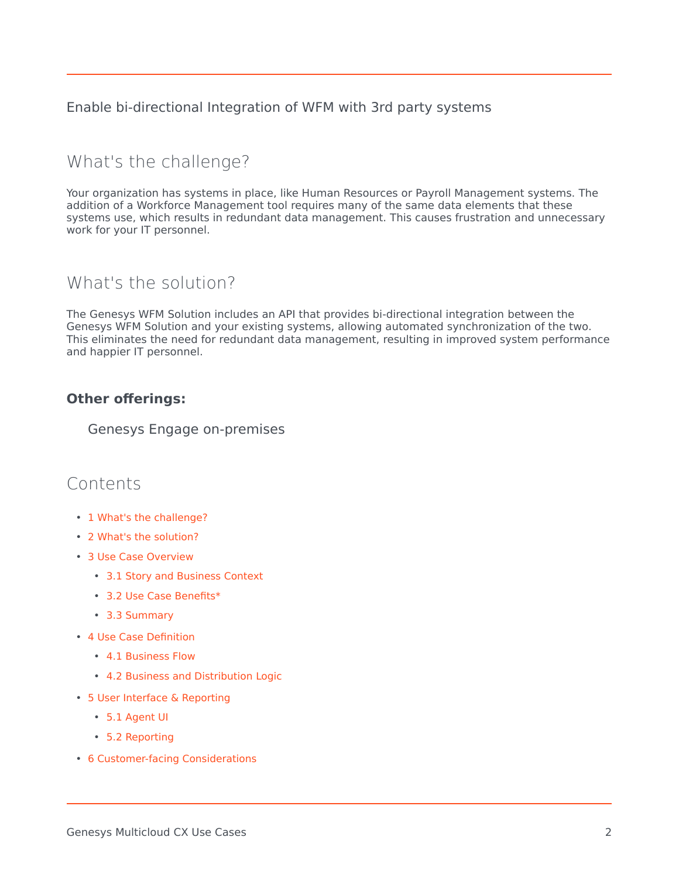Enable bi-directional Integration of WFM with 3rd party systems

## What's the challenge?

Your organization has systems in place, like Human Resources or Payroll Management systems. The addition of a Workforce Management tool requires many of the same data elements that these systems use, which results in redundant data management. This causes frustration and unnecessary work for your IT personnel.

## What's the solution?

The Genesys WFM Solution includes an API that provides bi-directional integration between the Genesys WFM Solution and your existing systems, allowing automated synchronization of the two. This eliminates the need for redundant data management, resulting in improved system performance and happier IT personnel.

**Other offerings:**

Genesys Engage on-premises

## Contents

- 1 What's the challenge?
- 2 What's the solution?
- 3 Use Case Overview
  - 3.1 Story and Business Context
  - 3.2 Use Case Benefits*
  - 3.3 Summary
- 4 Use Case Definition
  - 4.1 Business Flow
  - 4.2 Business and Distribution Logic
- 5 User Interface & Reporting
  - 5.1 Agent UI
  - 5.2 Reporting
- 6 Customer-facing Considerations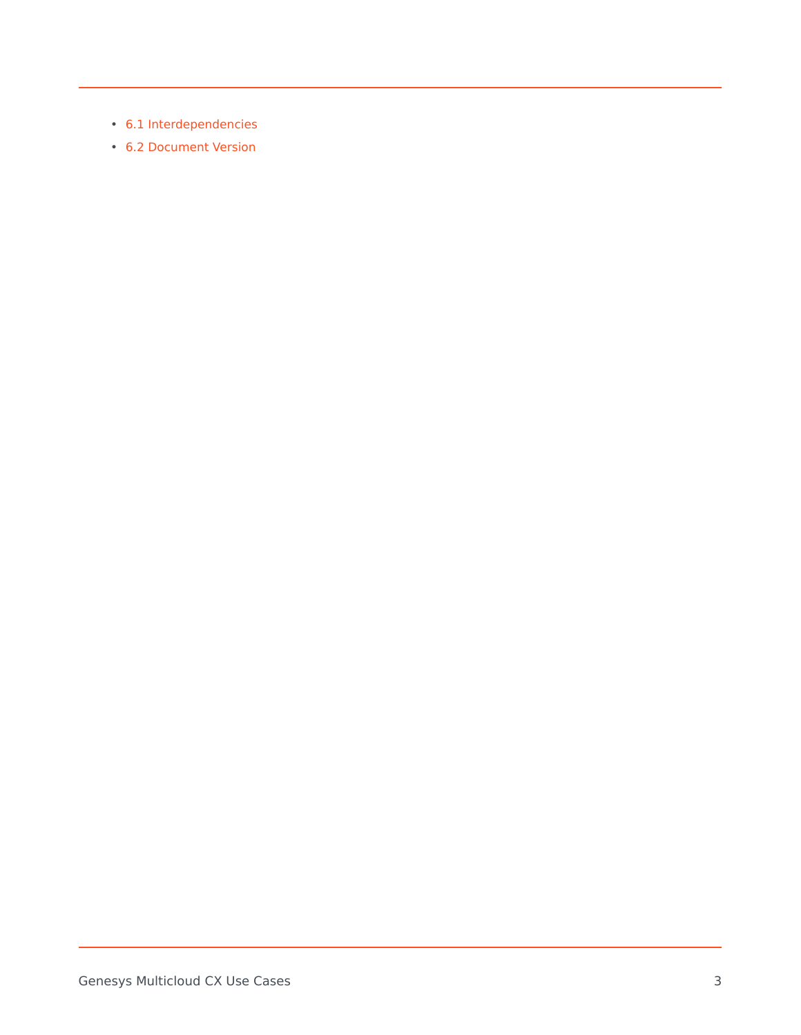- 6.1 Interdependencies
- 6.2 Document Version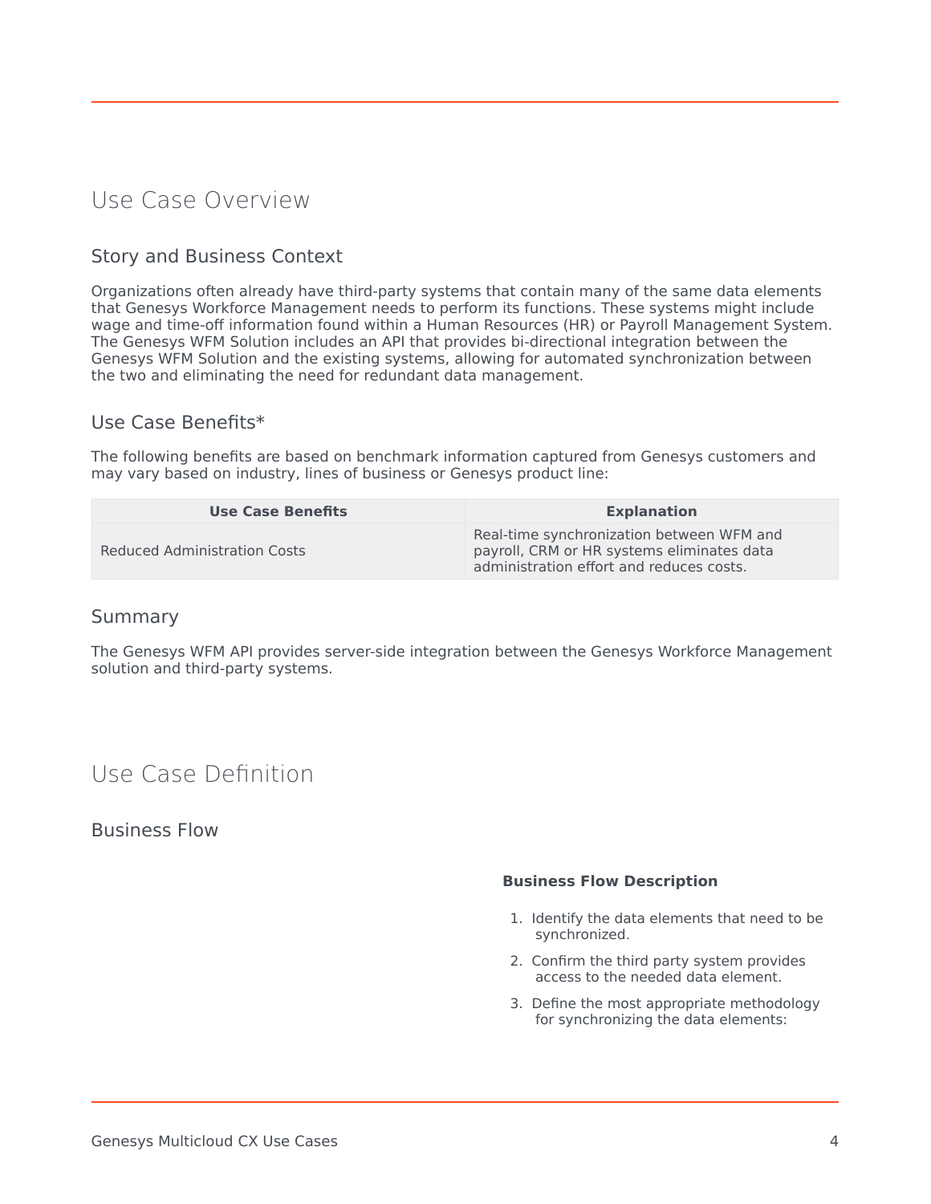# Use Case Overview

## Story and Business Context

Organizations often already have third-party systems that contain many of the same data elements that Genesys Workforce Management needs to perform its functions. These systems might include wage and time-off information found within a Human Resources (HR) or Payroll Management System. The Genesys WFM Solution includes an API that provides bi-directional integration between the Genesys WFM Solution and the existing systems, allowing for automated synchronization between the two and eliminating the need for redundant data management.

## Use Case Benefits*

The following benefits are based on benchmark information captured from Genesys customers and may vary based on industry, lines of business or Genesys product line:

| Use Case Benefits | Explanation |
| --- | --- |
| Reduced Administration Costs | Real-time synchronization between WFM and payroll, CRM or HR systems eliminates data administration effort and reduces costs. |

## Summary

The Genesys WFM API provides server-side integration between the Genesys Workforce Management solution and third-party systems.

# Use Case Definition

## Business Flow

**Business Flow Description**

1. Identify the data elements that need to be synchronized.
2. Confirm the third party system provides access to the needed data element.
3. Define the most appropriate methodology for synchronizing the data elements: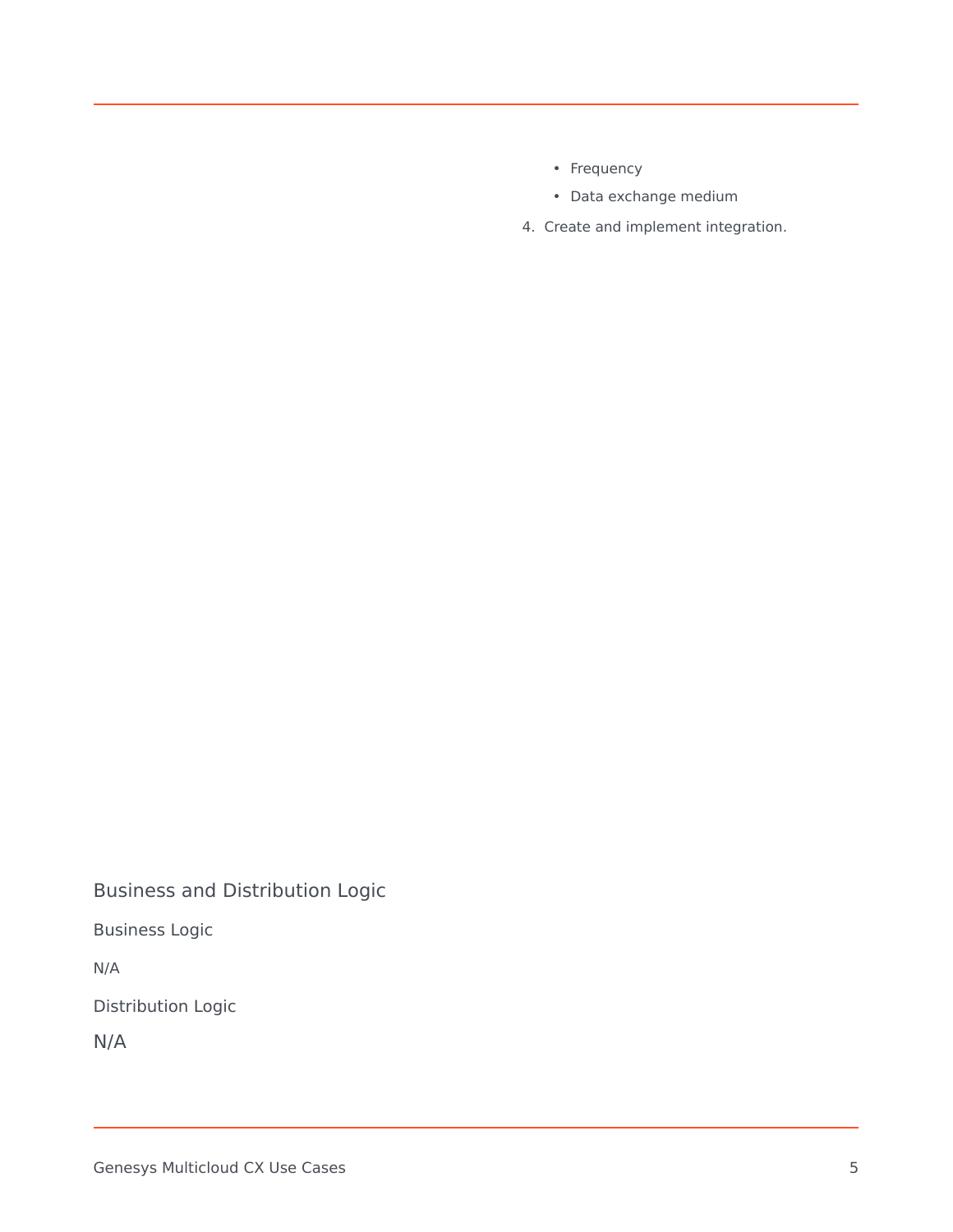- Frequency
- Data exchange medium

4. Create and implement integration.

## Business and Distribution Logic

### Business Logic

N/A

### Distribution Logic

N/A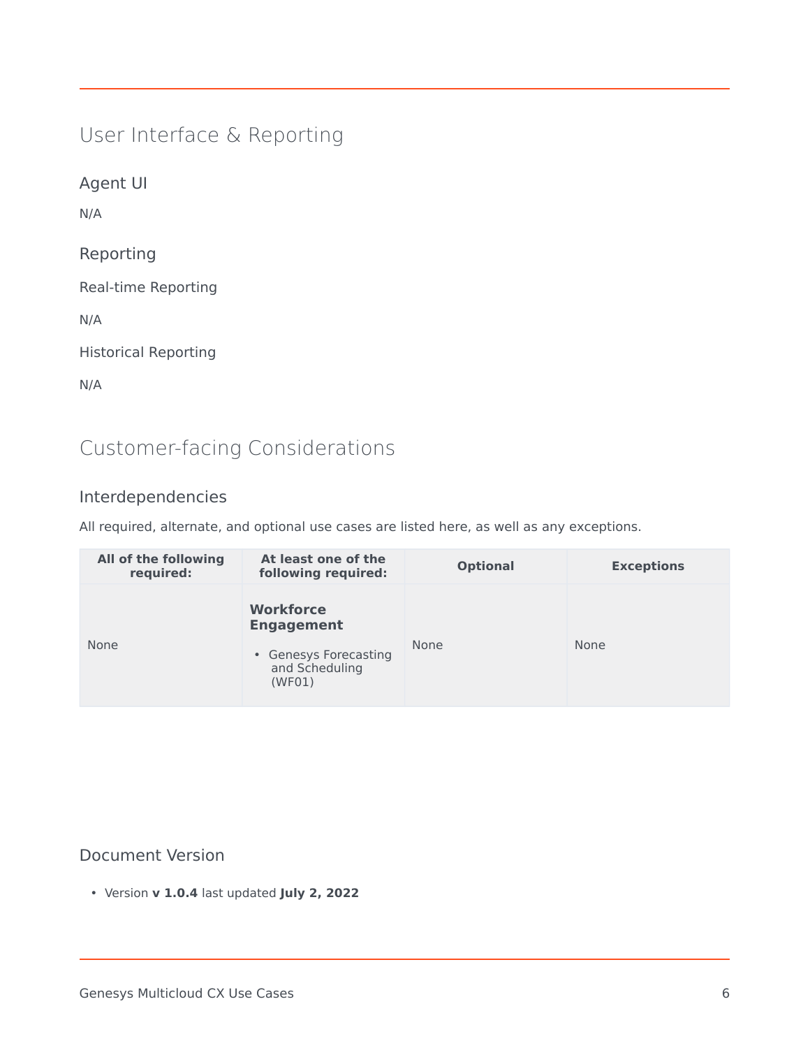## User Interface & Reporting

### Agent UI

N/A

### Reporting

Real-time Reporting

N/A

Historical Reporting

N/A

## Customer-facing Considerations

### Interdependencies

All required, alternate, and optional use cases are listed here, as well as any exceptions.

| All of the following required: | At least one of the following required: | Optional | Exceptions |
|---|---|---|---|
| None | **Workforce Engagement**<br>• Genesys Forecasting and Scheduling (WF01) | None | None |

### Document Version

- Version **v 1.0.4** last updated **July 2, 2022**